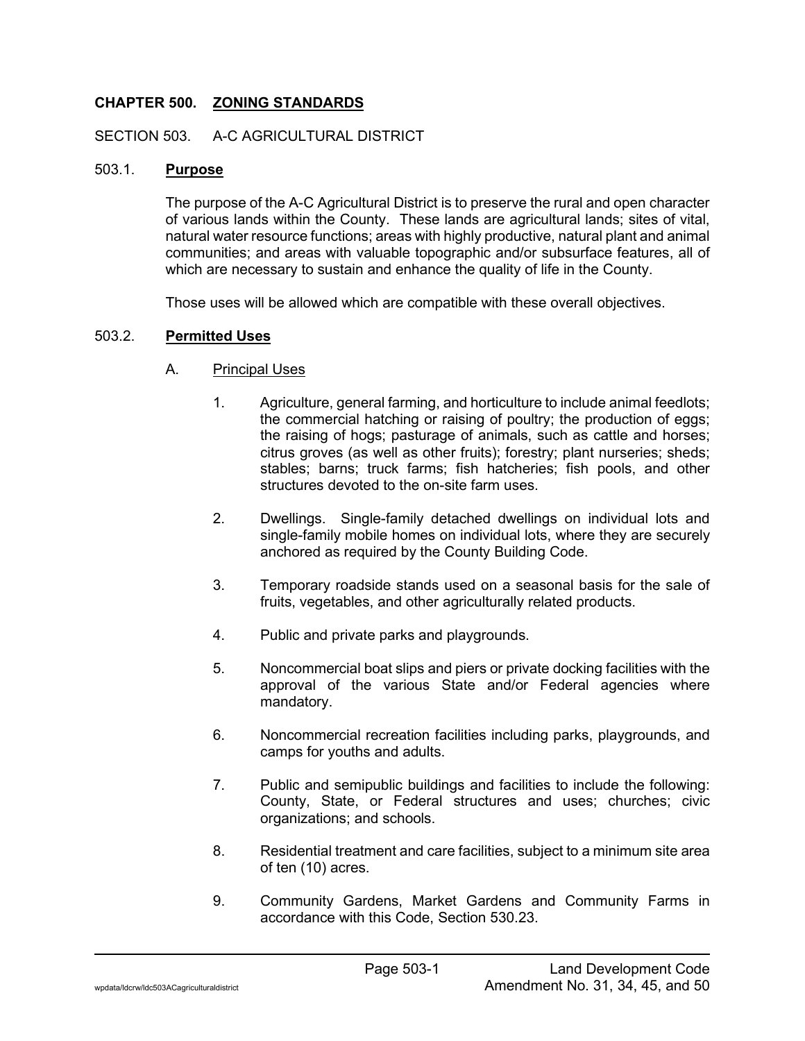# CHAPTER 500. ZONING STANDARDS

## SECTION 503. A-C AGRICULTURAL DISTRICT

### 503.1. Purpose

The purpose of the A-C Agricultural District is to preserve the rural and open character of various lands within the County. These lands are agricultural lands; sites of vital, natural water resource functions; areas with highly productive, natural plant and animal communities; and areas with valuable topographic and/or subsurface features, all of which are necessary to sustain and enhance the quality of life in the County.

Those uses will be allowed which are compatible with these overall objectives.

### 503.2. Permitted Uses

A. Principal Uses

1. Agriculture, general farming, and horticulture to include animal feedlots; the commercial hatching or raising of poultry; the production of eggs; the raising of hogs; pasturage of animals, such as cattle and horses; citrus groves (as well as other fruits); forestry; plant nurseries; sheds; stables; barns; truck farms; fish hatcheries; fish pools, and other structures devoted to the on-site farm uses.

2. Dwellings. Single-family detached dwellings on individual lots and single-family mobile homes on individual lots, where they are securely anchored as required by the County Building Code.

3. Temporary roadside stands used on a seasonal basis for the sale of fruits, vegetables, and other agriculturally related products.

4. Public and private parks and playgrounds.

5. Noncommercial boat slips and piers or private docking facilities with the approval of the various State and/or Federal agencies where mandatory.

6. Noncommercial recreation facilities including parks, playgrounds, and camps for youths and adults.

7. Public and semipublic buildings and facilities to include the following: County, State, or Federal structures and uses; churches; civic organizations; and schools.

8. Residential treatment and care facilities, subject to a minimum site area of ten (10) acres.

9. Community Gardens, Market Gardens and Community Farms in accordance with this Code, Section 530.23.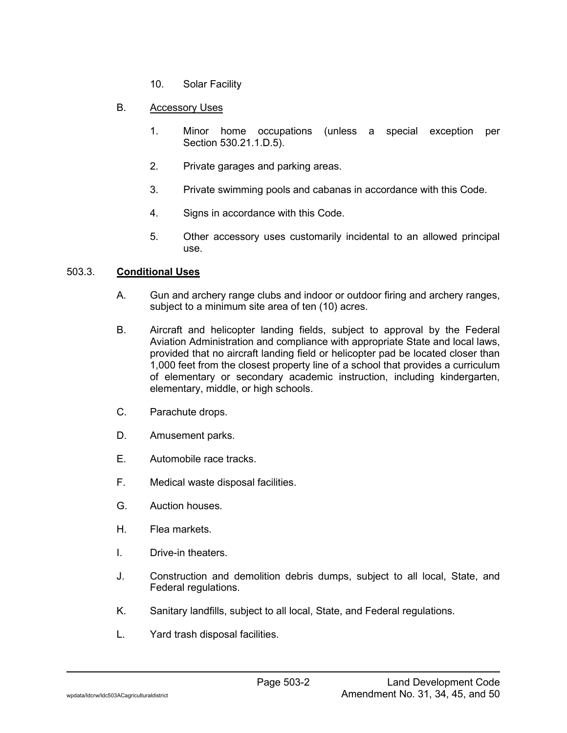10. Solar Facility

B. Accessory Uses

1. Minor home occupations (unless a special exception per Section 530.21.1.D.5).

2. Private garages and parking areas.

3. Private swimming pools and cabanas in accordance with this Code.

4. Signs in accordance with this Code.

5. Other accessory uses customarily incidental to an allowed principal use.

## 503.3. **Conditional Uses**

A. Gun and archery range clubs and indoor or outdoor firing and archery ranges, subject to a minimum site area of ten (10) acres.

B. Aircraft and helicopter landing fields, subject to approval by the Federal Aviation Administration and compliance with appropriate State and local laws, provided that no aircraft landing field or helicopter pad be located closer than 1,000 feet from the closest property line of a school that provides a curriculum of elementary or secondary academic instruction, including kindergarten, elementary, middle, or high schools.

C. Parachute drops.

D. Amusement parks.

E. Automobile race tracks.

F. Medical waste disposal facilities.

G. Auction houses.

H. Flea markets.

I. Drive-in theaters.

J. Construction and demolition debris dumps, subject to all local, State, and Federal regulations.

K. Sanitary landfills, subject to all local, State, and Federal regulations.

L. Yard trash disposal facilities.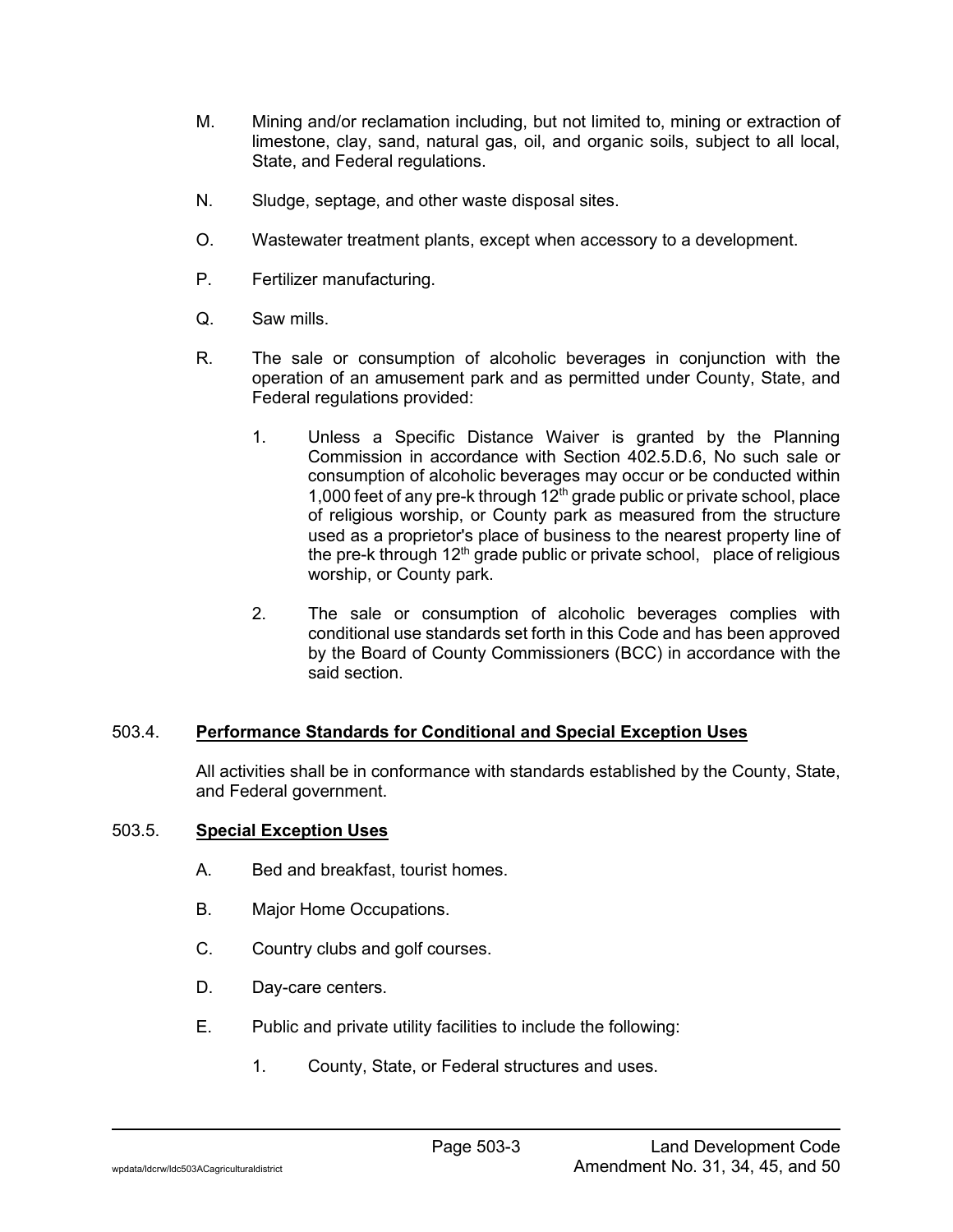M. Mining and/or reclamation including, but not limited to, mining or extraction of limestone, clay, sand, natural gas, oil, and organic soils, subject to all local, State, and Federal regulations.

N. Sludge, septage, and other waste disposal sites.

O. Wastewater treatment plants, except when accessory to a development.

P. Fertilizer manufacturing.

Q. Saw mills.

R. The sale or consumption of alcoholic beverages in conjunction with the operation of an amusement park and as permitted under County, State, and Federal regulations provided:

   1. Unless a Specific Distance Waiver is granted by the Planning Commission in accordance with Section 402.5.D.6, No such sale or consumption of alcoholic beverages may occur or be conducted within 1,000 feet of any pre-k through 12th grade public or private school, place of religious worship, or County park as measured from the structure used as a proprietor's place of business to the nearest property line of the pre-k through 12th grade public or private school, place of religious worship, or County park.

   2. The sale or consumption of alcoholic beverages complies with conditional use standards set forth in this Code and has been approved by the Board of County Commissioners (BCC) in accordance with the said section.

## 503.4. Performance Standards for Conditional and Special Exception Uses

All activities shall be in conformance with standards established by the County, State, and Federal government.

## 503.5. Special Exception Uses

A. Bed and breakfast, tourist homes.

B. Major Home Occupations.

C. Country clubs and golf courses.

D. Day-care centers.

E. Public and private utility facilities to include the following:

   1. County, State, or Federal structures and uses.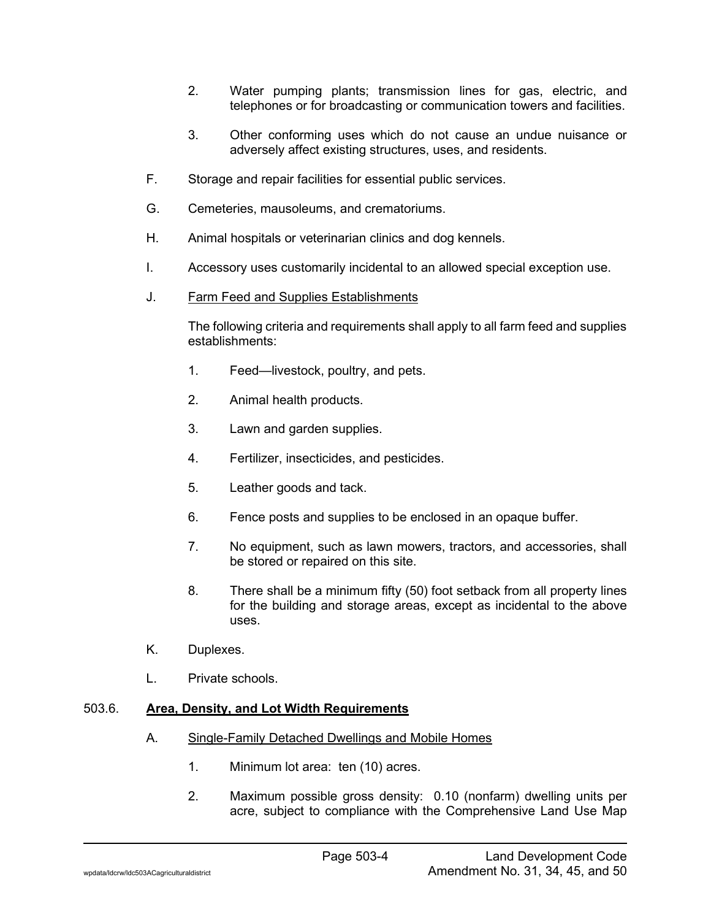2. Water pumping plants; transmission lines for gas, electric, and telephones or for broadcasting or communication towers and facilities.

3. Other conforming uses which do not cause an undue nuisance or adversely affect existing structures, uses, and residents.

F. Storage and repair facilities for essential public services.

G. Cemeteries, mausoleums, and crematoriums.

H. Animal hospitals or veterinarian clinics and dog kennels.

I. Accessory uses customarily incidental to an allowed special exception use.

J. <u>Farm Feed and Supplies Establishments</u>

The following criteria and requirements shall apply to all farm feed and supplies establishments:

1. Feed—livestock, poultry, and pets.

2. Animal health products.

3. Lawn and garden supplies.

4. Fertilizer, insecticides, and pesticides.

5. Leather goods and tack.

6. Fence posts and supplies to be enclosed in an opaque buffer.

7. No equipment, such as lawn mowers, tractors, and accessories, shall be stored or repaired on this site.

8. There shall be a minimum fifty (50) foot setback from all property lines for the building and storage areas, except as incidental to the above uses.

K. Duplexes.

L. Private schools.

503.6. **<u>Area, Density, and Lot Width Requirements</u>**

A. <u>Single-Family Detached Dwellings and Mobile Homes</u>

1. Minimum lot area: ten (10) acres.

2. Maximum possible gross density: 0.10 (nonfarm) dwelling units per acre, subject to compliance with the Comprehensive Land Use Map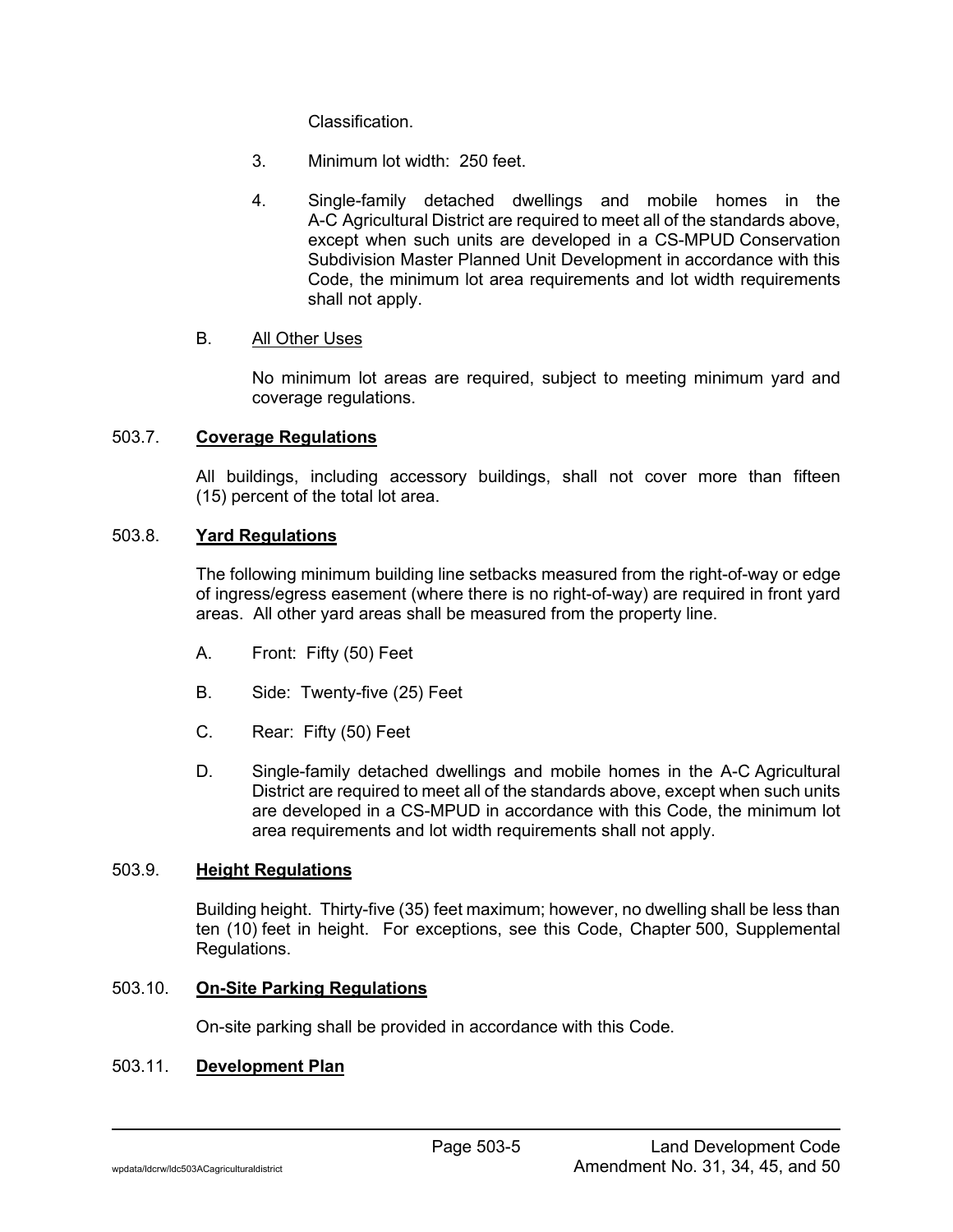Classification.

3. Minimum lot width: 250 feet.

4. Single-family detached dwellings and mobile homes in the A-C Agricultural District are required to meet all of the standards above, except when such units are developed in a CS-MPUD Conservation Subdivision Master Planned Unit Development in accordance with this Code, the minimum lot area requirements and lot width requirements shall not apply.

B. All Other Uses

No minimum lot areas are required, subject to meeting minimum yard and coverage regulations.

503.7. **Coverage Regulations**

All buildings, including accessory buildings, shall not cover more than fifteen (15) percent of the total lot area.

503.8. **Yard Regulations**

The following minimum building line setbacks measured from the right-of-way or edge of ingress/egress easement (where there is no right-of-way) are required in front yard areas. All other yard areas shall be measured from the property line.

A. Front: Fifty (50) Feet

B. Side: Twenty-five (25) Feet

C. Rear: Fifty (50) Feet

D. Single-family detached dwellings and mobile homes in the A-C Agricultural District are required to meet all of the standards above, except when such units are developed in a CS-MPUD in accordance with this Code, the minimum lot area requirements and lot width requirements shall not apply.

503.9. **Height Regulations**

Building height. Thirty-five (35) feet maximum; however, no dwelling shall be less than ten (10) feet in height. For exceptions, see this Code, Chapter 500, Supplemental Regulations.

503.10. **On-Site Parking Regulations**

On-site parking shall be provided in accordance with this Code.

503.11. **Development Plan**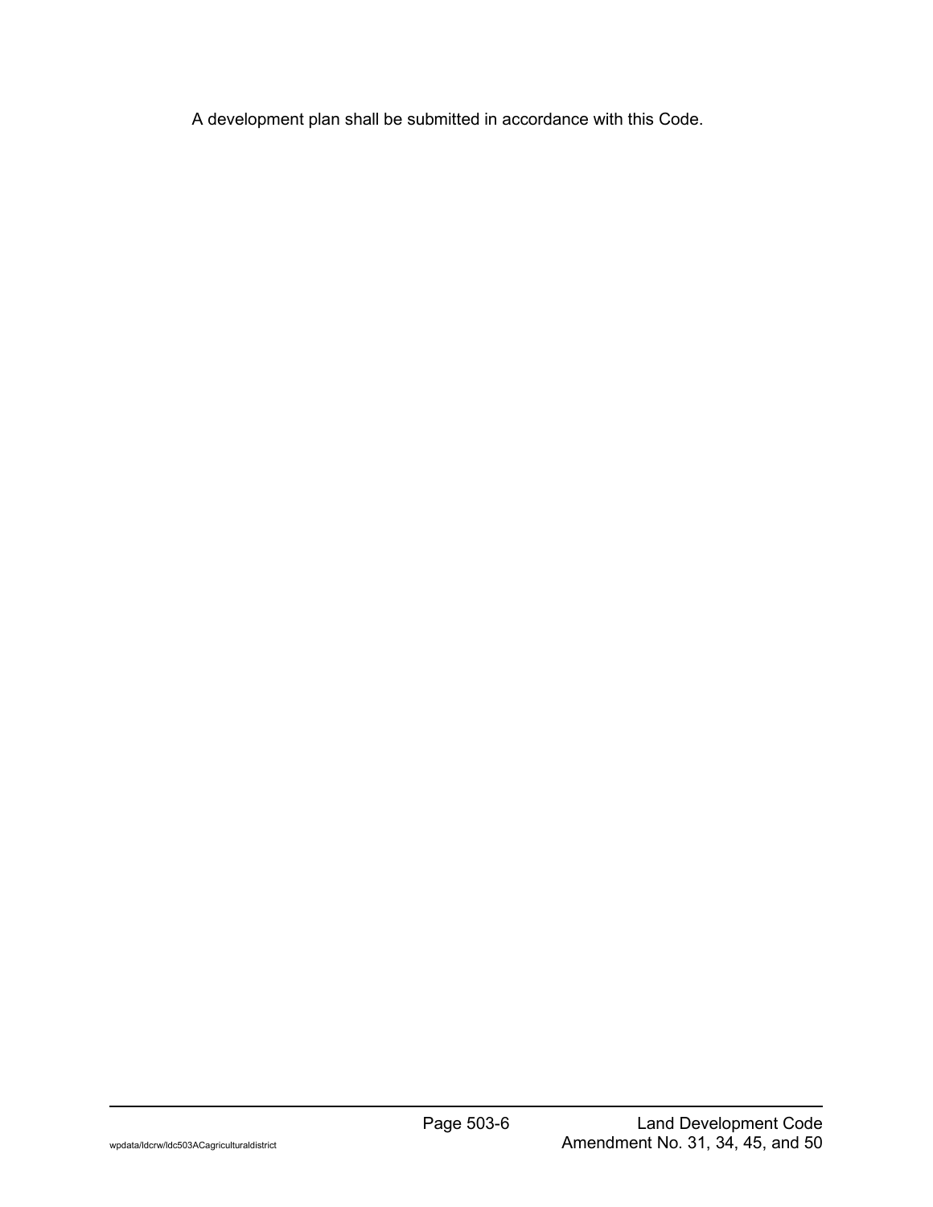A development plan shall be submitted in accordance with this Code.